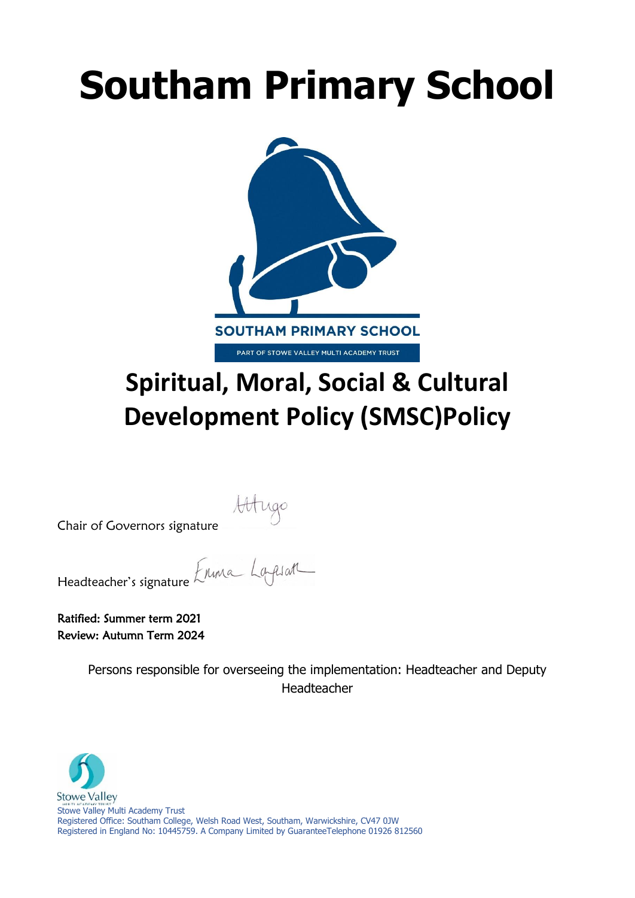# Southam Primary School

SOUTHAM PRIMARY SCHOOL

PART OF STOWE VALLEY MULTI ACADEMY TRUST

## Spiritual, Moral, Social & Cultural Development Policy (SMSC)Policy

Chair of Governors signature

Headteacher's signature

**Ratified: Summer term 2021**
**Review: Autumn Term 2024**

Persons responsible for overseeing the implementation: Headteacher and Deputy Headteacher

Stowe Valley
Stowe Valley Multi Academy Trust
Registered Office: Southam College, Welsh Road West, Southam, Warwickshire, CV47 0JW
Registered in England No: 10445759. A Company Limited by GuaranteeTelephone 01926 812560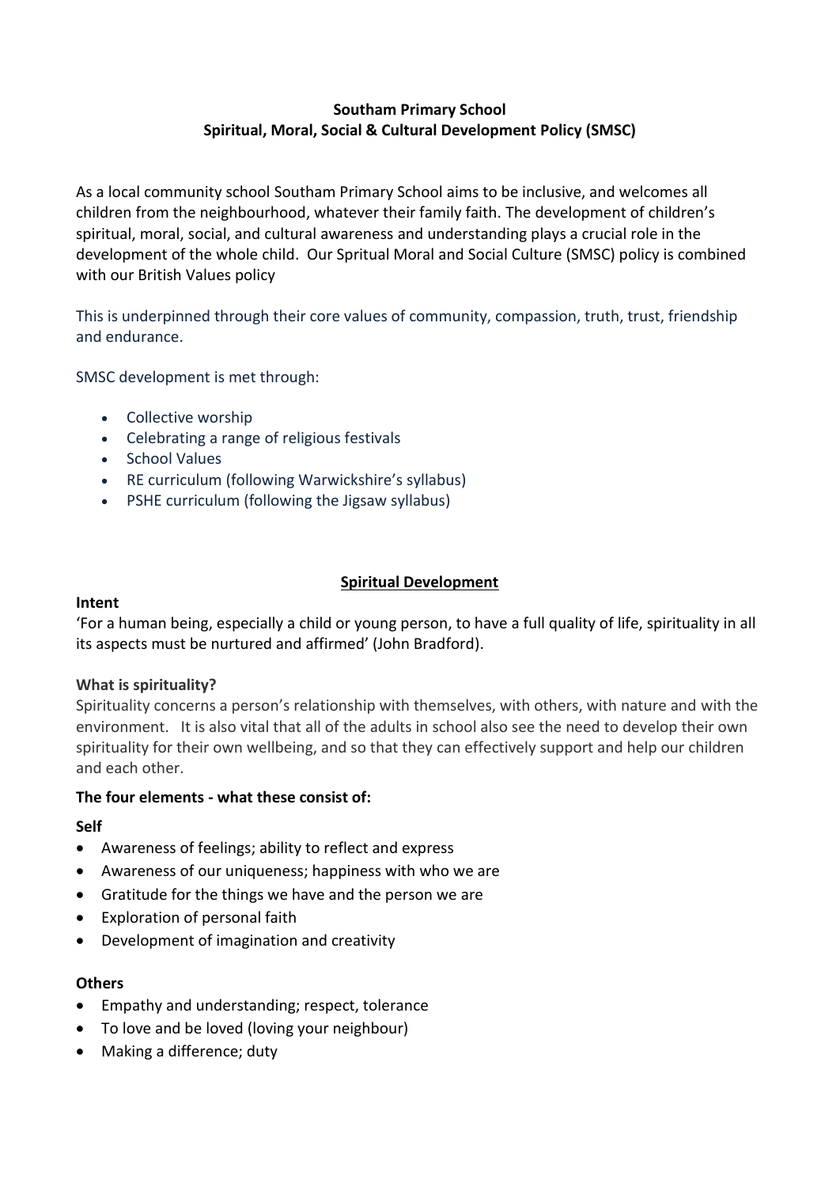**Southam Primary School**
**Spiritual, Moral, Social & Cultural Development Policy (SMSC)**

As a local community school Southam Primary School aims to be inclusive, and welcomes all children from the neighbourhood, whatever their family faith. The development of children's spiritual, moral, social, and cultural awareness and understanding plays a crucial role in the development of the whole child. Our Spritual Moral and Social Culture (SMSC) policy is combined with our British Values policy

This is underpinned through their core values of community, compassion, truth, trust, friendship and endurance.

SMSC development is met through:

- Collective worship
- Celebrating a range of religious festivals
- School Values
- RE curriculum (following Warwickshire's syllabus)
- PSHE curriculum (following the Jigsaw syllabus)

## Spiritual Development

**Intent**

'For a human being, especially a child or young person, to have a full quality of life, spirituality in all its aspects must be nurtured and affirmed' (John Bradford).

**What is spirituality?**

Spirituality concerns a person's relationship with themselves, with others, with nature and with the environment. It is also vital that all of the adults in school also see the need to develop their own spirituality for their own wellbeing, and so that they can effectively support and help our children and each other.

**The four elements - what these consist of:**

**Self**

- Awareness of feelings; ability to reflect and express
- Awareness of our uniqueness; happiness with who we are
- Gratitude for the things we have and the person we are
- Exploration of personal faith
- Development of imagination and creativity

**Others**

- Empathy and understanding; respect, tolerance
- To love and be loved (loving your neighbour)
- Making a difference; duty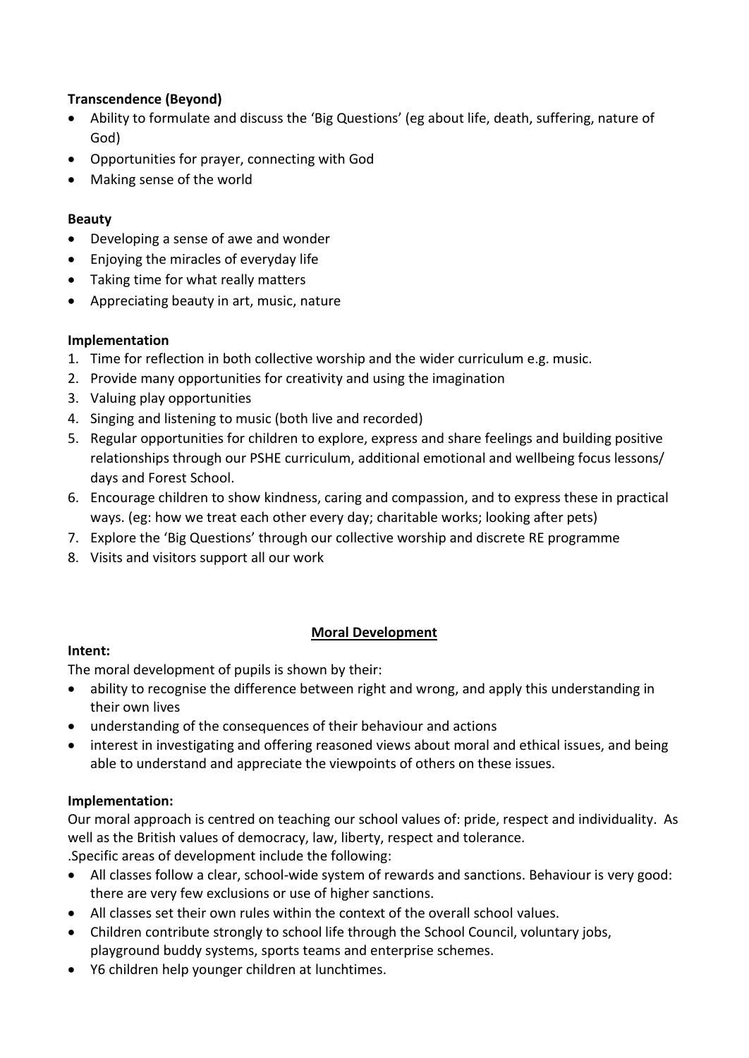**Transcendence (Beyond)**

- Ability to formulate and discuss the 'Big Questions' (eg about life, death, suffering, nature of God)
- Opportunities for prayer, connecting with God
- Making sense of the world

**Beauty**

- Developing a sense of awe and wonder
- Enjoying the miracles of everyday life
- Taking time for what really matters
- Appreciating beauty in art, music, nature

**Implementation**

1. Time for reflection in both collective worship and the wider curriculum e.g. music.
2. Provide many opportunities for creativity and using the imagination
3. Valuing play opportunities
4. Singing and listening to music (both live and recorded)
5. Regular opportunities for children to explore, express and share feelings and building positive relationships through our PSHE curriculum, additional emotional and wellbeing focus lessons/ days and Forest School.
6. Encourage children to show kindness, caring and compassion, and to express these in practical ways. (eg: how we treat each other every day; charitable works; looking after pets)
7. Explore the 'Big Questions' through our collective worship and discrete RE programme
8. Visits and visitors support all our work

## Moral Development

**Intent:**

The moral development of pupils is shown by their:

- ability to recognise the difference between right and wrong, and apply this understanding in their own lives
- understanding of the consequences of their behaviour and actions
- interest in investigating and offering reasoned views about moral and ethical issues, and being able to understand and appreciate the viewpoints of others on these issues.

**Implementation:**

Our moral approach is centred on teaching our school values of: pride, respect and individuality. As well as the British values of democracy, law, liberty, respect and tolerance.

.Specific areas of development include the following:

- All classes follow a clear, school-wide system of rewards and sanctions. Behaviour is very good: there are very few exclusions or use of higher sanctions.
- All classes set their own rules within the context of the overall school values.
- Children contribute strongly to school life through the School Council, voluntary jobs, playground buddy systems, sports teams and enterprise schemes.
- Y6 children help younger children at lunchtimes.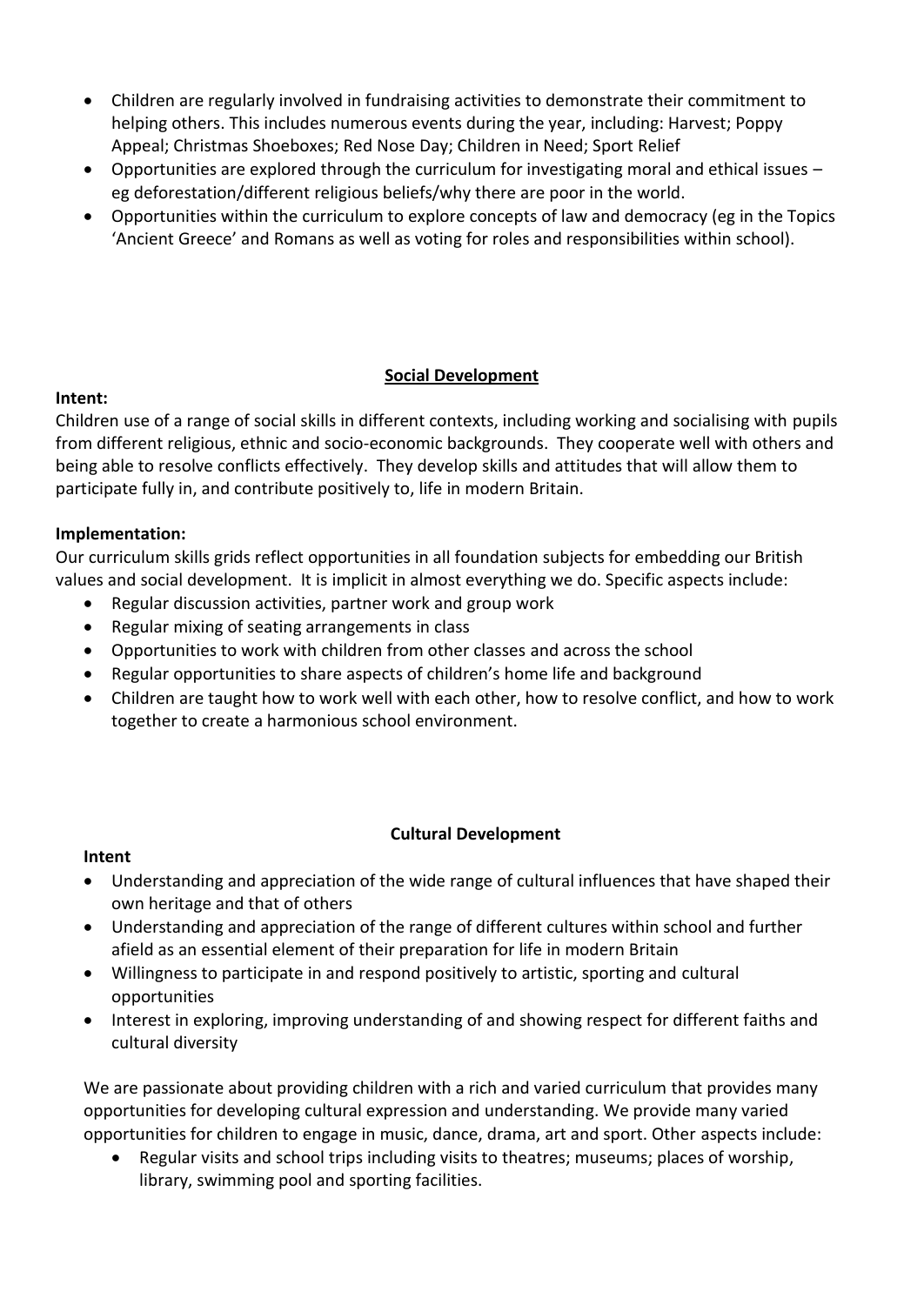- Children are regularly involved in fundraising activities to demonstrate their commitment to helping others. This includes numerous events during the year, including: Harvest; Poppy Appeal; Christmas Shoeboxes; Red Nose Day; Children in Need; Sport Relief
- Opportunities are explored through the curriculum for investigating moral and ethical issues – eg deforestation/different religious beliefs/why there are poor in the world.
- Opportunities within the curriculum to explore concepts of law and democracy (eg in the Topics 'Ancient Greece' and Romans as well as voting for roles and responsibilities within school).

## Social Development

**Intent:**

Children use of a range of social skills in different contexts, including working and socialising with pupils from different religious, ethnic and socio-economic backgrounds. They cooperate well with others and being able to resolve conflicts effectively. They develop skills and attitudes that will allow them to participate fully in, and contribute positively to, life in modern Britain.

**Implementation:**

Our curriculum skills grids reflect opportunities in all foundation subjects for embedding our British values and social development. It is implicit in almost everything we do. Specific aspects include:

- Regular discussion activities, partner work and group work
- Regular mixing of seating arrangements in class
- Opportunities to work with children from other classes and across the school
- Regular opportunities to share aspects of children's home life and background
- Children are taught how to work well with each other, how to resolve conflict, and how to work together to create a harmonious school environment.

## Cultural Development

**Intent**

- Understanding and appreciation of the wide range of cultural influences that have shaped their own heritage and that of others
- Understanding and appreciation of the range of different cultures within school and further afield as an essential element of their preparation for life in modern Britain
- Willingness to participate in and respond positively to artistic, sporting and cultural opportunities
- Interest in exploring, improving understanding of and showing respect for different faiths and cultural diversity

We are passionate about providing children with a rich and varied curriculum that provides many opportunities for developing cultural expression and understanding. We provide many varied opportunities for children to engage in music, dance, drama, art and sport. Other aspects include:

- Regular visits and school trips including visits to theatres; museums; places of worship, library, swimming pool and sporting facilities.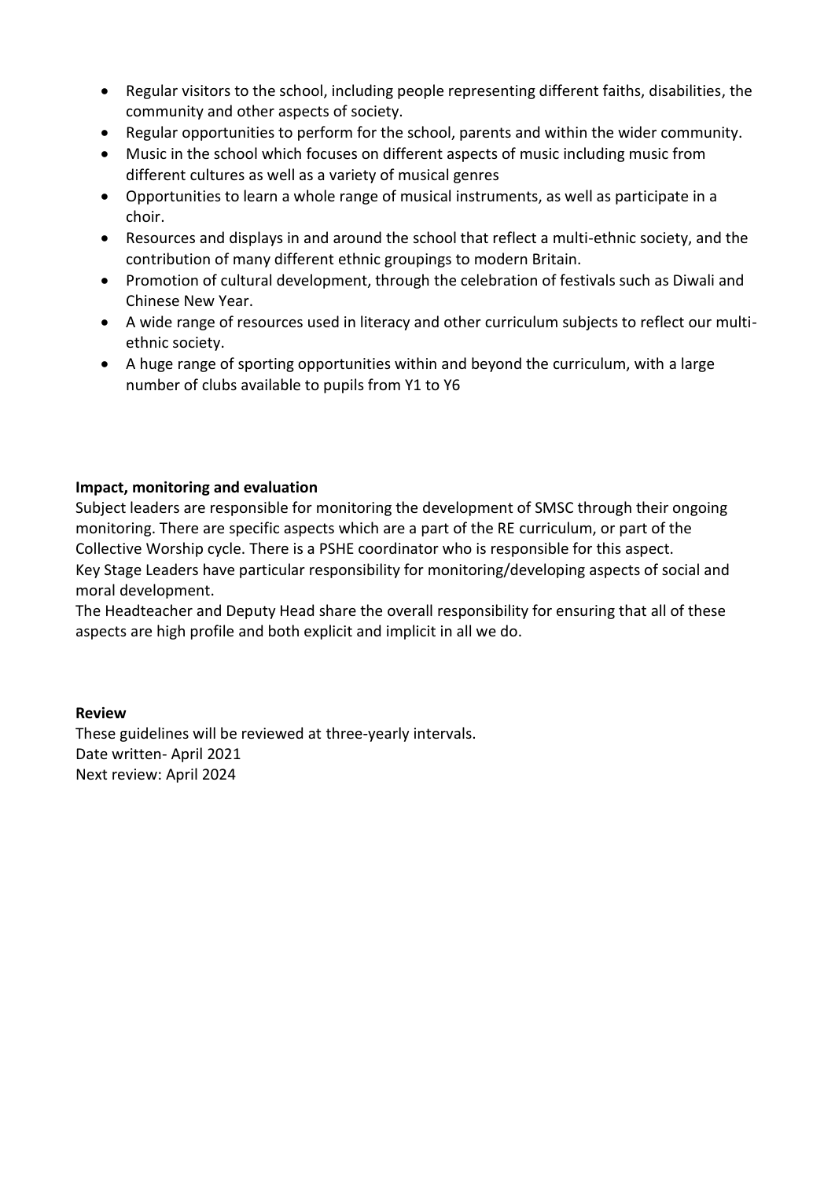- Regular visitors to the school, including people representing different faiths, disabilities, the community and other aspects of society.
- Regular opportunities to perform for the school, parents and within the wider community.
- Music in the school which focuses on different aspects of music including music from different cultures as well as a variety of musical genres
- Opportunities to learn a whole range of musical instruments, as well as participate in a choir.
- Resources and displays in and around the school that reflect a multi-ethnic society, and the contribution of many different ethnic groupings to modern Britain.
- Promotion of cultural development, through the celebration of festivals such as Diwali and Chinese New Year.
- A wide range of resources used in literacy and other curriculum subjects to reflect our multi-ethnic society.
- A huge range of sporting opportunities within and beyond the curriculum, with a large number of clubs available to pupils from Y1 to Y6

**Impact, monitoring and evaluation**

Subject leaders are responsible for monitoring the development of SMSC through their ongoing monitoring. There are specific aspects which are a part of the RE curriculum, or part of the Collective Worship cycle. There is a PSHE coordinator who is responsible for this aspect.
Key Stage Leaders have particular responsibility for monitoring/developing aspects of social and moral development.
The Headteacher and Deputy Head share the overall responsibility for ensuring that all of these aspects are high profile and both explicit and implicit in all we do.

**Review**

These guidelines will be reviewed at three-yearly intervals.
Date written- April 2021
Next review: April 2024